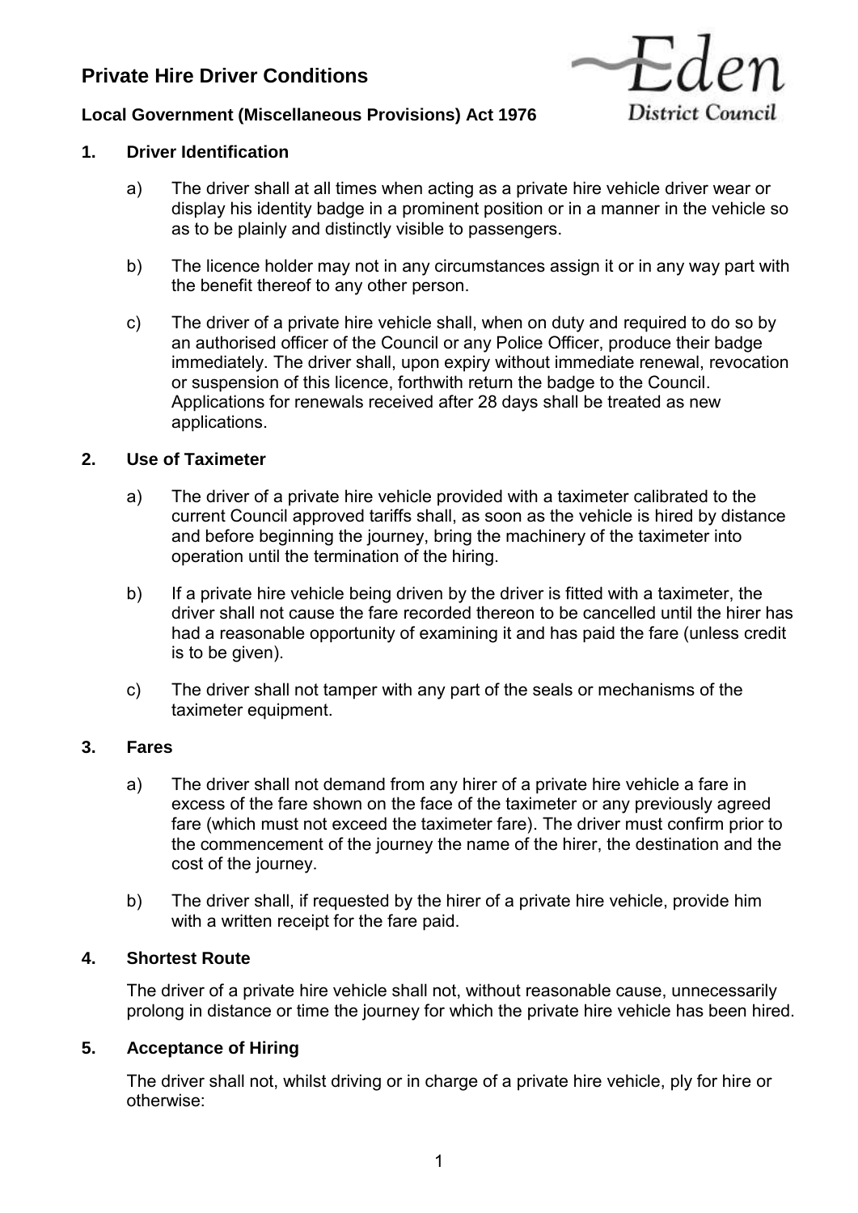# Private Hire Driver Conditions

**Local Government (Miscellaneous Provisions) Act 1976**

Eden District Council

## 1. Driver Identification

a) The driver shall at all times when acting as a private hire vehicle driver wear or display his identity badge in a prominent position or in a manner in the vehicle so as to be plainly and distinctly visible to passengers.

b) The licence holder may not in any circumstances assign it or in any way part with the benefit thereof to any other person.

c) The driver of a private hire vehicle shall, when on duty and required to do so by an authorised officer of the Council or any Police Officer, produce their badge immediately. The driver shall, upon expiry without immediate renewal, revocation or suspension of this licence, forthwith return the badge to the Council. Applications for renewals received after 28 days shall be treated as new applications.

## 2. Use of Taximeter

a) The driver of a private hire vehicle provided with a taximeter calibrated to the current Council approved tariffs shall, as soon as the vehicle is hired by distance and before beginning the journey, bring the machinery of the taximeter into operation until the termination of the hiring.

b) If a private hire vehicle being driven by the driver is fitted with a taximeter, the driver shall not cause the fare recorded thereon to be cancelled until the hirer has had a reasonable opportunity of examining it and has paid the fare (unless credit is to be given).

c) The driver shall not tamper with any part of the seals or mechanisms of the taximeter equipment.

## 3. Fares

a) The driver shall not demand from any hirer of a private hire vehicle a fare in excess of the fare shown on the face of the taximeter or any previously agreed fare (which must not exceed the taximeter fare). The driver must confirm prior to the commencement of the journey the name of the hirer, the destination and the cost of the journey.

b) The driver shall, if requested by the hirer of a private hire vehicle, provide him with a written receipt for the fare paid.

## 4. Shortest Route

The driver of a private hire vehicle shall not, without reasonable cause, unnecessarily prolong in distance or time the journey for which the private hire vehicle has been hired.

## 5. Acceptance of Hiring

The driver shall not, whilst driving or in charge of a private hire vehicle, ply for hire or otherwise: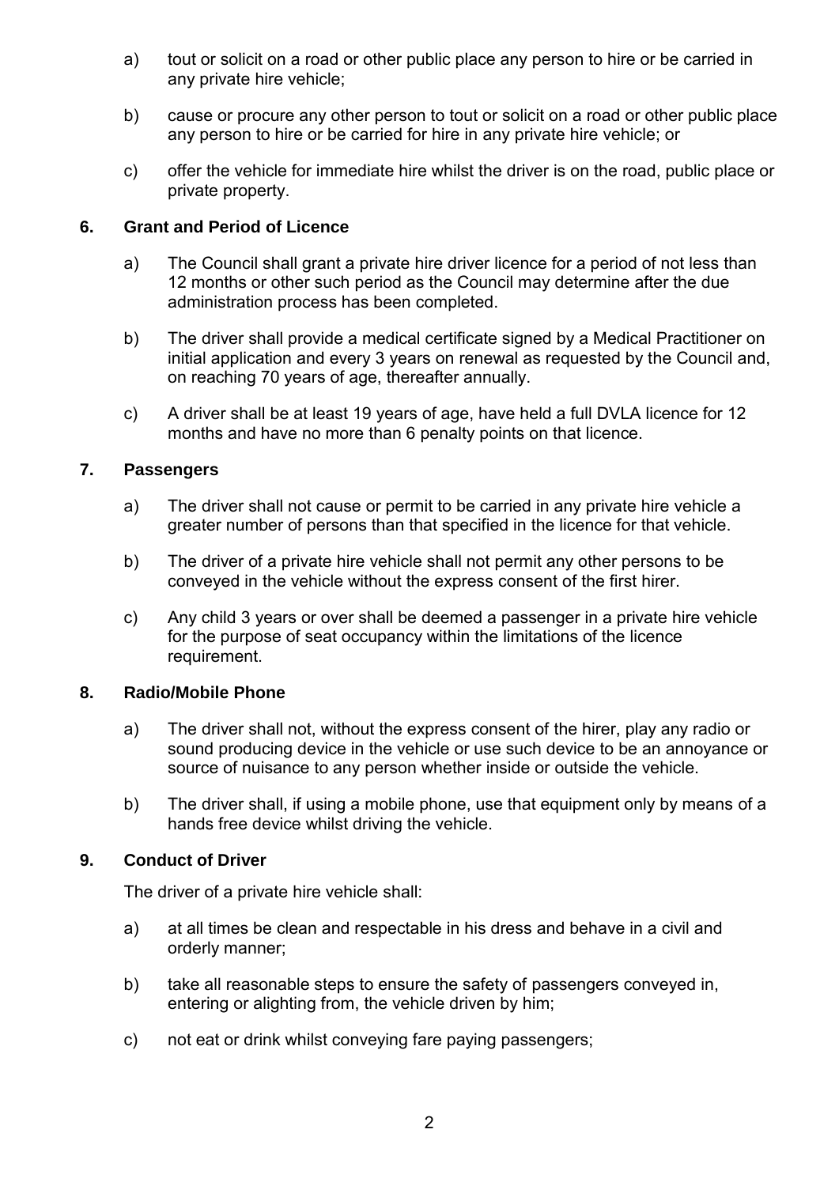a) tout or solicit on a road or other public place any person to hire or be carried in any private hire vehicle;

b) cause or procure any other person to tout or solicit on a road or other public place any person to hire or be carried for hire in any private hire vehicle; or

c) offer the vehicle for immediate hire whilst the driver is on the road, public place or private property.

## 6. Grant and Period of Licence

a) The Council shall grant a private hire driver licence for a period of not less than 12 months or other such period as the Council may determine after the due administration process has been completed.

b) The driver shall provide a medical certificate signed by a Medical Practitioner on initial application and every 3 years on renewal as requested by the Council and, on reaching 70 years of age, thereafter annually.

c) A driver shall be at least 19 years of age, have held a full DVLA licence for 12 months and have no more than 6 penalty points on that licence.

## 7. Passengers

a) The driver shall not cause or permit to be carried in any private hire vehicle a greater number of persons than that specified in the licence for that vehicle.

b) The driver of a private hire vehicle shall not permit any other persons to be conveyed in the vehicle without the express consent of the first hirer.

c) Any child 3 years or over shall be deemed a passenger in a private hire vehicle for the purpose of seat occupancy within the limitations of the licence requirement.

## 8. Radio/Mobile Phone

a) The driver shall not, without the express consent of the hirer, play any radio or sound producing device in the vehicle or use such device to be an annoyance or source of nuisance to any person whether inside or outside the vehicle.

b) The driver shall, if using a mobile phone, use that equipment only by means of a hands free device whilst driving the vehicle.

## 9. Conduct of Driver

The driver of a private hire vehicle shall:

a) at all times be clean and respectable in his dress and behave in a civil and orderly manner;

b) take all reasonable steps to ensure the safety of passengers conveyed in, entering or alighting from, the vehicle driven by him;

c) not eat or drink whilst conveying fare paying passengers;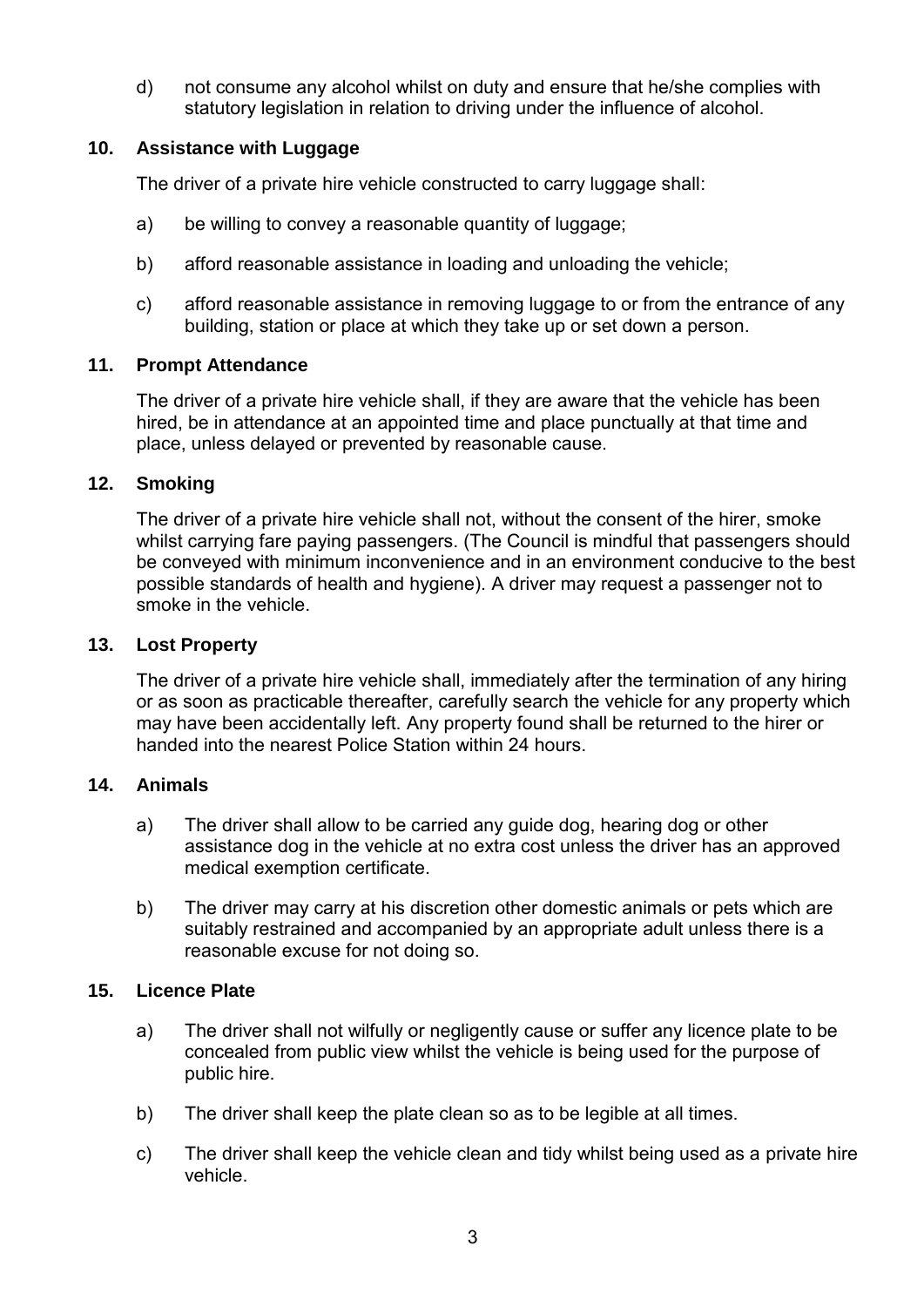d) not consume any alcohol whilst on duty and ensure that he/she complies with statutory legislation in relation to driving under the influence of alcohol.

### 10. Assistance with Luggage

The driver of a private hire vehicle constructed to carry luggage shall:

a) be willing to convey a reasonable quantity of luggage;

b) afford reasonable assistance in loading and unloading the vehicle;

c) afford reasonable assistance in removing luggage to or from the entrance of any building, station or place at which they take up or set down a person.

### 11. Prompt Attendance

The driver of a private hire vehicle shall, if they are aware that the vehicle has been hired, be in attendance at an appointed time and place punctually at that time and place, unless delayed or prevented by reasonable cause.

### 12. Smoking

The driver of a private hire vehicle shall not, without the consent of the hirer, smoke whilst carrying fare paying passengers. (The Council is mindful that passengers should be conveyed with minimum inconvenience and in an environment conducive to the best possible standards of health and hygiene). A driver may request a passenger not to smoke in the vehicle.

### 13. Lost Property

The driver of a private hire vehicle shall, immediately after the termination of any hiring or as soon as practicable thereafter, carefully search the vehicle for any property which may have been accidentally left. Any property found shall be returned to the hirer or handed into the nearest Police Station within 24 hours.

### 14. Animals

a) The driver shall allow to be carried any guide dog, hearing dog or other assistance dog in the vehicle at no extra cost unless the driver has an approved medical exemption certificate.

b) The driver may carry at his discretion other domestic animals or pets which are suitably restrained and accompanied by an appropriate adult unless there is a reasonable excuse for not doing so.

### 15. Licence Plate

a) The driver shall not wilfully or negligently cause or suffer any licence plate to be concealed from public view whilst the vehicle is being used for the purpose of public hire.

b) The driver shall keep the plate clean so as to be legible at all times.

c) The driver shall keep the vehicle clean and tidy whilst being used as a private hire vehicle.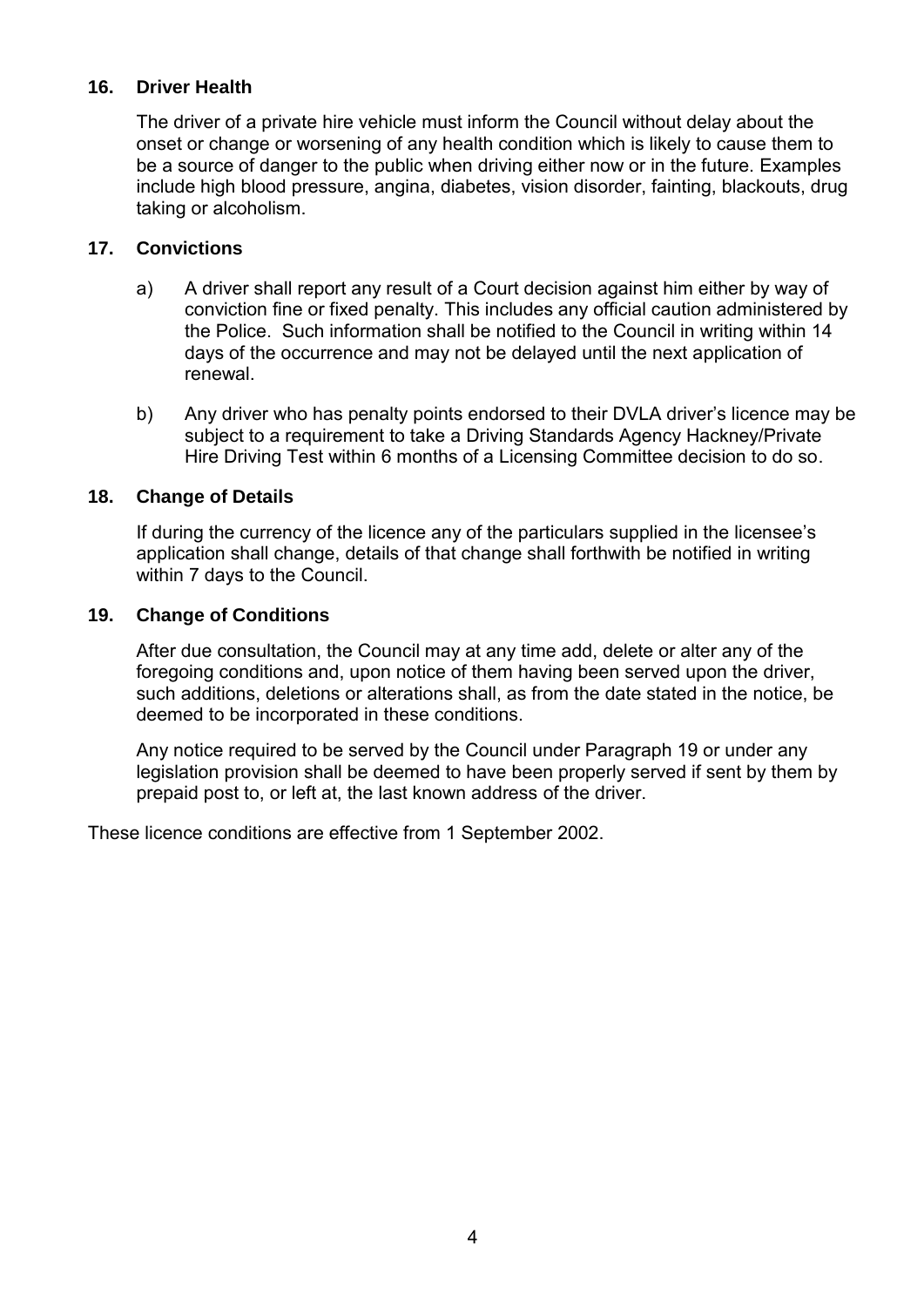## 16. Driver Health

The driver of a private hire vehicle must inform the Council without delay about the onset or change or worsening of any health condition which is likely to cause them to be a source of danger to the public when driving either now or in the future. Examples include high blood pressure, angina, diabetes, vision disorder, fainting, blackouts, drug taking or alcoholism.

## 17. Convictions

a) A driver shall report any result of a Court decision against him either by way of conviction fine or fixed penalty. This includes any official caution administered by the Police. Such information shall be notified to the Council in writing within 14 days of the occurrence and may not be delayed until the next application of renewal.

b) Any driver who has penalty points endorsed to their DVLA driver's licence may be subject to a requirement to take a Driving Standards Agency Hackney/Private Hire Driving Test within 6 months of a Licensing Committee decision to do so.

## 18. Change of Details

If during the currency of the licence any of the particulars supplied in the licensee's application shall change, details of that change shall forthwith be notified in writing within 7 days to the Council.

## 19. Change of Conditions

After due consultation, the Council may at any time add, delete or alter any of the foregoing conditions and, upon notice of them having been served upon the driver, such additions, deletions or alterations shall, as from the date stated in the notice, be deemed to be incorporated in these conditions.

Any notice required to be served by the Council under Paragraph 19 or under any legislation provision shall be deemed to have been properly served if sent by them by prepaid post to, or left at, the last known address of the driver.

These licence conditions are effective from 1 September 2002.